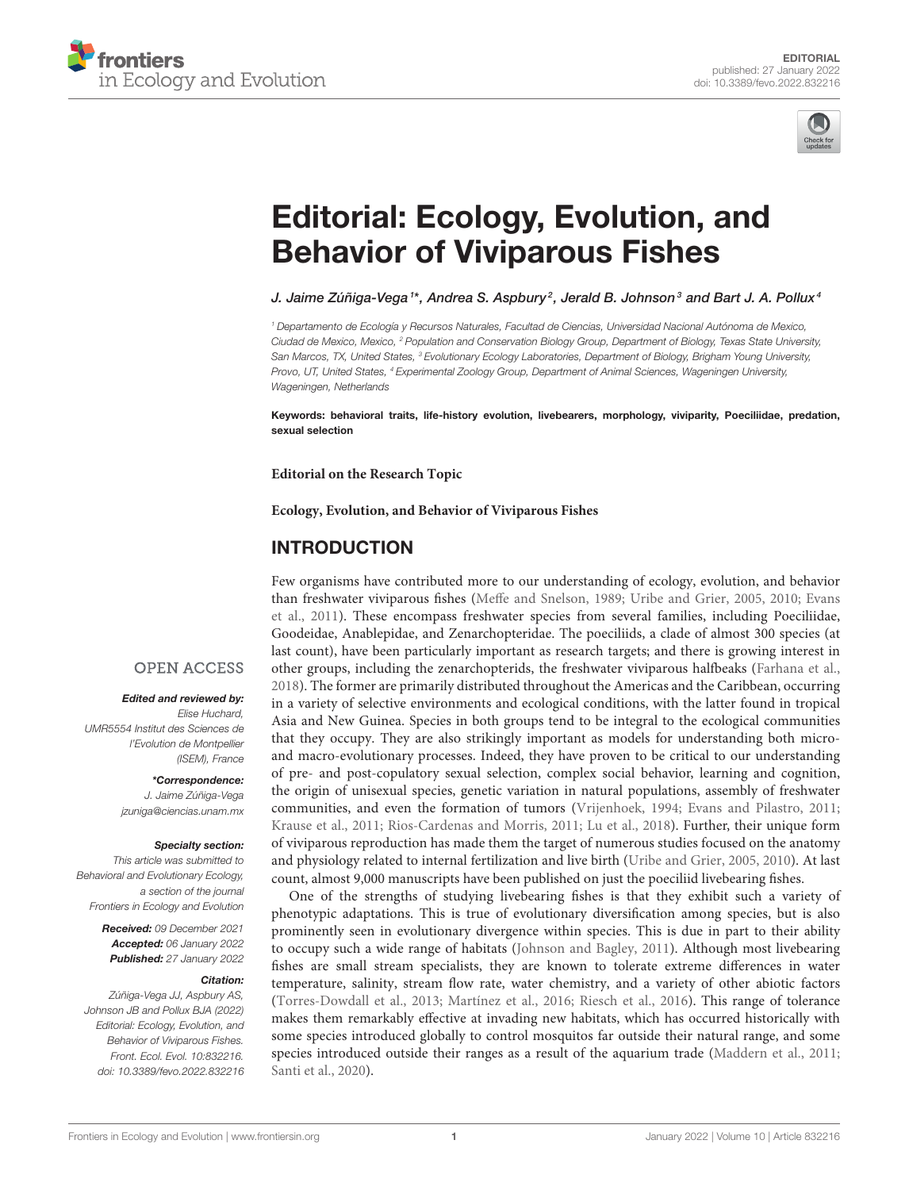EDITORIAL
published: 27 January 2022
doi: 10.3389/fevo.2022.832216

# Editorial: Ecology, Evolution, and Behavior of Viviparous Fishes

*J. Jaime Zúñiga-Vega[1]\*, Andrea S. Aspbury[2], Jerald B. Johnson[3] and Bart J. A. Pollux[4]*

[1] Departamento de Ecología y Recursos Naturales, Facultad de Ciencias, Universidad Nacional Autónoma de Mexico, Ciudad de Mexico, Mexico, [2] Population and Conservation Biology Group, Department of Biology, Texas State University, San Marcos, TX, United States, [3] Evolutionary Ecology Laboratories, Department of Biology, Brigham Young University, Provo, UT, United States, [4] Experimental Zoology Group, Department of Animal Sciences, Wageningen University, Wageningen, Netherlands

**Keywords: behavioral traits, life-history evolution, livebearers, morphology, viviparity, Poeciliidae, predation, sexual selection**

**Editorial on the Research Topic**

**Ecology, Evolution, and Behavior of Viviparous Fishes**

OPEN ACCESS

***Edited and reviewed by:***
*Elise Huchard,*
*UMR5554 Institut des Sciences de l'Evolution de Montpellier (ISEM), France*

***\*Correspondence:***
*J. Jaime Zúñiga-Vega*
*jzuniga@ciencias.unam.mx*

***Specialty section:***
*This article was submitted to Behavioral and Evolutionary Ecology, a section of the journal Frontiers in Ecology and Evolution*

***Received:*** *09 December 2021*
***Accepted:*** *06 January 2022*
***Published:*** *27 January 2022*

***Citation:***
*Zúñiga-Vega JJ, Aspbury AS, Johnson JB and Pollux BJA (2022) Editorial: Ecology, Evolution, and Behavior of Viviparous Fishes. Front. Ecol. Evol. 10:832216. doi: 10.3389/fevo.2022.832216*

## INTRODUCTION

Few organisms have contributed more to our understanding of ecology, evolution, and behavior than freshwater viviparous fishes (Meffe and Snelson, 1989; Uribe and Grier, 2005, 2010; Evans et al., 2011). These encompass freshwater species from several families, including Poeciliidae, Goodeidae, Anablepidae, and Zenarchopteridae. The poeciliids, a clade of almost 300 species (at last count), have been particularly important as research targets; and there is growing interest in other groups, including the zenarchopterids, the freshwater viviparous halfbeaks (Farhana et al., 2018). The former are primarily distributed throughout the Americas and the Caribbean, occurring in a variety of selective environments and ecological conditions, with the latter found in tropical Asia and New Guinea. Species in both groups tend to be integral to the ecological communities that they occupy. They are also strikingly important as models for understanding both micro- and macro-evolutionary processes. Indeed, they have proven to be critical to our understanding of pre- and post-copulatory sexual selection, complex social behavior, learning and cognition, the origin of unisexual species, genetic variation in natural populations, assembly of freshwater communities, and even the formation of tumors (Vrijenhoek, 1994; Evans and Pilastro, 2011; Krause et al., 2011; Rios-Cardenas and Morris, 2011; Lu et al., 2018). Further, their unique form of viviparous reproduction has made them the target of numerous studies focused on the anatomy and physiology related to internal fertilization and live birth (Uribe and Grier, 2005, 2010). At last count, almost 9,000 manuscripts have been published on just the poeciliid livebearing fishes.

One of the strengths of studying livebearing fishes is that they exhibit such a variety of phenotypic adaptations. This is true of evolutionary diversification among species, but is also prominently seen in evolutionary divergence within species. This is due in part to their ability to occupy such a wide range of habitats (Johnson and Bagley, 2011). Although most livebearing fishes are small stream specialists, they are known to tolerate extreme differences in water temperature, salinity, stream flow rate, water chemistry, and a variety of other abiotic factors (Torres-Dowdall et al., 2013; Martínez et al., 2016; Riesch et al., 2016). This range of tolerance makes them remarkably effective at invading new habitats, which has occurred historically with some species introduced globally to control mosquitos far outside their natural range, and some species introduced outside their ranges as a result of the aquarium trade (Maddern et al., 2011; Santi et al., 2020).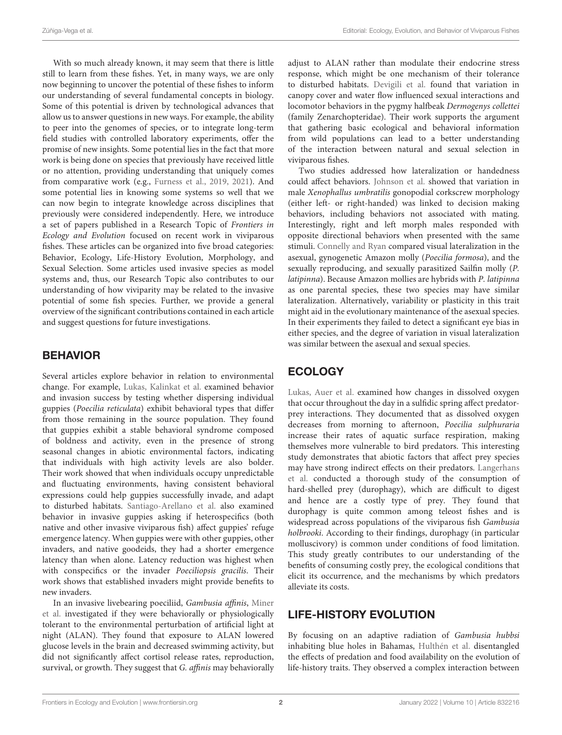With so much already known, it may seem that there is little still to learn from these fishes. Yet, in many ways, we are only now beginning to uncover the potential of these fishes to inform our understanding of several fundamental concepts in biology. Some of this potential is driven by technological advances that allow us to answer questions in new ways. For example, the ability to peer into the genomes of species, or to integrate long-term field studies with controlled laboratory experiments, offer the promise of new insights. Some potential lies in the fact that more work is being done on species that previously have received little or no attention, providing understanding that uniquely comes from comparative work (e.g., Furness et al., 2019, 2021). And some potential lies in knowing some systems so well that we can now begin to integrate knowledge across disciplines that previously were considered independently. Here, we introduce a set of papers published in a Research Topic of *Frontiers in Ecology and Evolution* focused on recent work in viviparous fishes. These articles can be organized into five broad categories: Behavior, Ecology, Life-History Evolution, Morphology, and Sexual Selection. Some articles used invasive species as model systems and, thus, our Research Topic also contributes to our understanding of how viviparity may be related to the invasive potential of some fish species. Further, we provide a general overview of the significant contributions contained in each article and suggest questions for future investigations.

## BEHAVIOR

Several articles explore behavior in relation to environmental change. For example, Lukas, Kalinkat et al. examined behavior and invasion success by testing whether dispersing individual guppies (*Poecilia reticulata*) exhibit behavioral types that differ from those remaining in the source population. They found that guppies exhibit a stable behavioral syndrome composed of boldness and activity, even in the presence of strong seasonal changes in abiotic environmental factors, indicating that individuals with high activity levels are also bolder. Their work showed that when individuals occupy unpredictable and fluctuating environments, having consistent behavioral expressions could help guppies successfully invade, and adapt to disturbed habitats. Santiago-Arellano et al. also examined behavior in invasive guppies asking if heterospecifics (both native and other invasive viviparous fish) affect guppies' refuge emergence latency. When guppies were with other guppies, other invaders, and native goodeids, they had a shorter emergence latency than when alone. Latency reduction was highest when with conspecifics or the invader *Poeciliopsis gracilis*. Their work shows that established invaders might provide benefits to new invaders.

In an invasive livebearing poeciliid, *Gambusia affinis*, Miner et al. investigated if they were behaviorally or physiologically tolerant to the environmental perturbation of artificial light at night (ALAN). They found that exposure to ALAN lowered glucose levels in the brain and decreased swimming activity, but did not significantly affect cortisol release rates, reproduction, survival, or growth. They suggest that *G. affinis* may behaviorally adjust to ALAN rather than modulate their endocrine stress response, which might be one mechanism of their tolerance to disturbed habitats. Devigili et al. found that variation in canopy cover and water flow influenced sexual interactions and locomotor behaviors in the pygmy halfbeak *Dermogenys collettei* (family Zenarchopteridae). Their work supports the argument that gathering basic ecological and behavioral information from wild populations can lead to a better understanding of the interaction between natural and sexual selection in viviparous fishes.

Two studies addressed how lateralization or handedness could affect behaviors. Johnson et al. showed that variation in male *Xenophallus umbratilis* gonopodial corkscrew morphology (either left- or right-handed) was linked to decision making behaviors, including behaviors not associated with mating. Interestingly, right and left morph males responded with opposite directional behaviors when presented with the same stimuli. Connelly and Ryan compared visual lateralization in the asexual, gynogenetic Amazon molly (*Poecilia formosa*), and the sexually reproducing, and sexually parasitized Sailfin molly (*P. latipinna*). Because Amazon mollies are hybrids with *P. latipinna* as one parental species, these two species may have similar lateralization. Alternatively, variability or plasticity in this trait might aid in the evolutionary maintenance of the asexual species. In their experiments they failed to detect a significant eye bias in either species, and the degree of variation in visual lateralization was similar between the asexual and sexual species.

## ECOLOGY

Lukas, Auer et al. examined how changes in dissolved oxygen that occur throughout the day in a sulfidic spring affect predator-prey interactions. They documented that as dissolved oxygen decreases from morning to afternoon, *Poecilia sulphuraria* increase their rates of aquatic surface respiration, making themselves more vulnerable to bird predators. This interesting study demonstrates that abiotic factors that affect prey species may have strong indirect effects on their predators. Langerhans et al. conducted a thorough study of the consumption of hard-shelled prey (durophagy), which are difficult to digest and hence are a costly type of prey. They found that durophagy is quite common among teleost fishes and is widespread across populations of the viviparous fish *Gambusia holbrooki*. According to their findings, durophagy (in particular molluscivory) is common under conditions of food limitation. This study greatly contributes to our understanding of the benefits of consuming costly prey, the ecological conditions that elicit its occurrence, and the mechanisms by which predators alleviate its costs.

## LIFE-HISTORY EVOLUTION

By focusing on an adaptive radiation of *Gambusia hubbsi* inhabiting blue holes in Bahamas, Hulthén et al. disentangled the effects of predation and food availability on the evolution of life-history traits. They observed a complex interaction between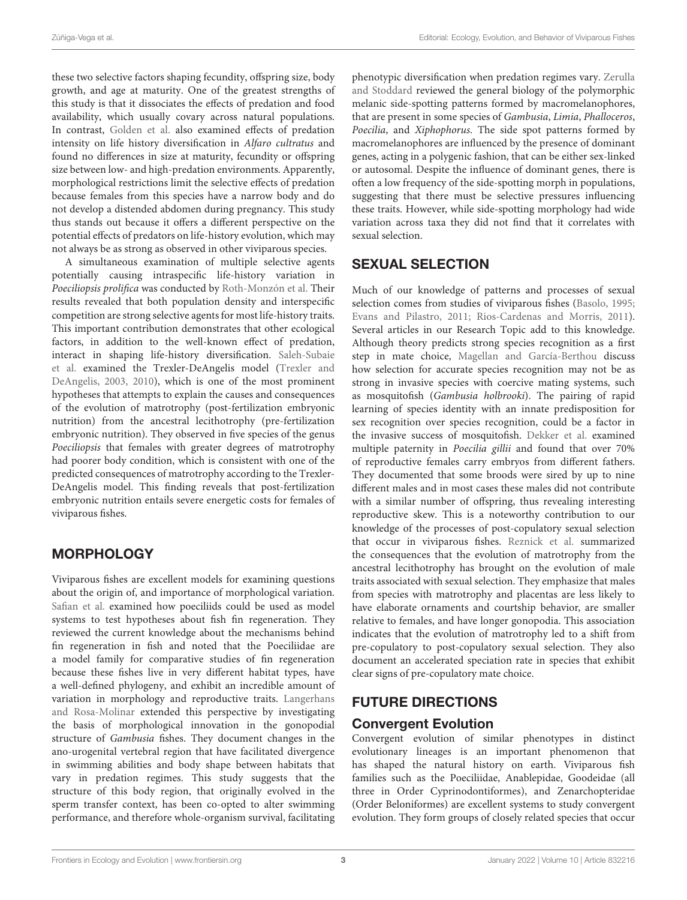these two selective factors shaping fecundity, offspring size, body growth, and age at maturity. One of the greatest strengths of this study is that it dissociates the effects of predation and food availability, which usually covary across natural populations. In contrast, Golden et al. also examined effects of predation intensity on life history diversification in *Alfaro cultratus* and found no differences in size at maturity, fecundity or offspring size between low- and high-predation environments. Apparently, morphological restrictions limit the selective effects of predation because females from this species have a narrow body and do not develop a distended abdomen during pregnancy. This study thus stands out because it offers a different perspective on the potential effects of predators on life-history evolution, which may not always be as strong as observed in other viviparous species.

A simultaneous examination of multiple selective agents potentially causing intraspecific life-history variation in *Poeciliopsis prolifica* was conducted by Roth-Monzón et al. Their results revealed that both population density and interspecific competition are strong selective agents for most life-history traits. This important contribution demonstrates that other ecological factors, in addition to the well-known effect of predation, interact in shaping life-history diversification. Saleh-Subaie et al. examined the Trexler-DeAngelis model (Trexler and DeAngelis, 2003, 2010), which is one of the most prominent hypotheses that attempts to explain the causes and consequences of the evolution of matrotrophy (post-fertilization embryonic nutrition) from the ancestral lecithotrophy (pre-fertilization embryonic nutrition). They observed in five species of the genus *Poeciliopsis* that females with greater degrees of matrotrophy had poorer body condition, which is consistent with one of the predicted consequences of matrotrophy according to the Trexler-DeAngelis model. This finding reveals that post-fertilization embryonic nutrition entails severe energetic costs for females of viviparous fishes.

## MORPHOLOGY

Viviparous fishes are excellent models for examining questions about the origin of, and importance of morphological variation. Safian et al. examined how poeciliids could be used as model systems to test hypotheses about fish fin regeneration. They reviewed the current knowledge about the mechanisms behind fin regeneration in fish and noted that the Poeciliidae are a model family for comparative studies of fin regeneration because these fishes live in very different habitat types, have a well-defined phylogeny, and exhibit an incredible amount of variation in morphology and reproductive traits. Langerhans and Rosa-Molinar extended this perspective by investigating the basis of morphological innovation in the gonopodial structure of *Gambusia* fishes. They document changes in the ano-urogenital vertebral region that have facilitated divergence in swimming abilities and body shape between habitats that vary in predation regimes. This study suggests that the structure of this body region, that originally evolved in the sperm transfer context, has been co-opted to alter swimming performance, and therefore whole-organism survival, facilitating phenotypic diversification when predation regimes vary. Zerulla and Stoddard reviewed the general biology of the polymorphic melanic side-spotting patterns formed by macromelanophores, that are present in some species of *Gambusia*, *Limia*, *Phalloceros*, *Poecilia*, and *Xiphophorus*. The side spot patterns formed by macromelanophores are influenced by the presence of dominant genes, acting in a polygenic fashion, that can be either sex-linked or autosomal. Despite the influence of dominant genes, there is often a low frequency of the side-spotting morph in populations, suggesting that there must be selective pressures influencing these traits. However, while side-spotting morphology had wide variation across taxa they did not find that it correlates with sexual selection.

## SEXUAL SELECTION

Much of our knowledge of patterns and processes of sexual selection comes from studies of viviparous fishes (Basolo, 1995; Evans and Pilastro, 2011; Rios-Cardenas and Morris, 2011). Several articles in our Research Topic add to this knowledge. Although theory predicts strong species recognition as a first step in mate choice, Magellan and García-Berthou discuss how selection for accurate species recognition may not be as strong in invasive species with coercive mating systems, such as mosquitofish (*Gambusia holbrooki*). The pairing of rapid learning of species identity with an innate predisposition for sex recognition over species recognition, could be a factor in the invasive success of mosquitofish. Dekker et al. examined multiple paternity in *Poecilia gillii* and found that over 70% of reproductive females carry embryos from different fathers. They documented that some broods were sired by up to nine different males and in most cases these males did not contribute with a similar number of offspring, thus revealing interesting reproductive skew. This is a noteworthy contribution to our knowledge of the processes of post-copulatory sexual selection that occur in viviparous fishes. Reznick et al. summarized the consequences that the evolution of matrotrophy from the ancestral lecithotrophy has brought on the evolution of male traits associated with sexual selection. They emphasize that males from species with matrotrophy and placentas are less likely to have elaborate ornaments and courtship behavior, are smaller relative to females, and have longer gonopodia. This association indicates that the evolution of matrotrophy led to a shift from pre-copulatory to post-copulatory sexual selection. They also document an accelerated speciation rate in species that exhibit clear signs of pre-copulatory mate choice.

## FUTURE DIRECTIONS

### Convergent Evolution

Convergent evolution of similar phenotypes in distinct evolutionary lineages is an important phenomenon that has shaped the natural history on earth. Viviparous fish families such as the Poeciliidae, Anablepidae, Goodeidae (all three in Order Cyprinodontiformes), and Zenarchopteridae (Order Beloniformes) are excellent systems to study convergent evolution. They form groups of closely related species that occur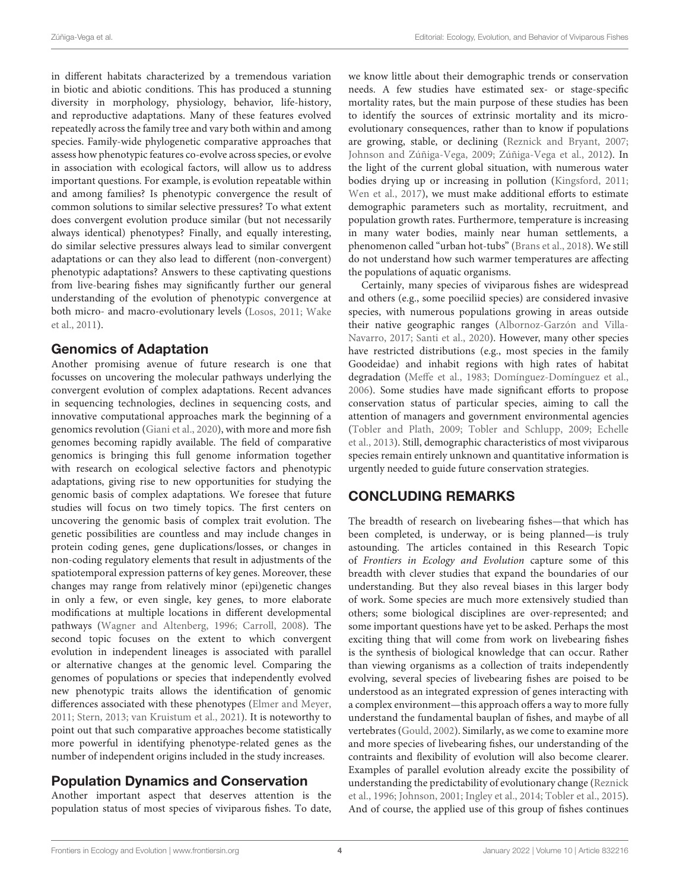in different habitats characterized by a tremendous variation in biotic and abiotic conditions. This has produced a stunning diversity in morphology, physiology, behavior, life-history, and reproductive adaptations. Many of these features evolved repeatedly across the family tree and vary both within and among species. Family-wide phylogenetic comparative approaches that assess how phenotypic features co-evolve across species, or evolve in association with ecological factors, will allow us to address important questions. For example, is evolution repeatable within and among families? Is phenotypic convergence the result of common solutions to similar selective pressures? To what extent does convergent evolution produce similar (but not necessarily always identical) phenotypes? Finally, and equally interesting, do similar selective pressures always lead to similar convergent adaptations or can they also lead to different (non-convergent) phenotypic adaptations? Answers to these captivating questions from live-bearing fishes may significantly further our general understanding of the evolution of phenotypic convergence at both micro- and macro-evolutionary levels (Losos, 2011; Wake et al., 2011).

## Genomics of Adaptation

Another promising avenue of future research is one that focusses on uncovering the molecular pathways underlying the convergent evolution of complex adaptations. Recent advances in sequencing technologies, declines in sequencing costs, and innovative computational approaches mark the beginning of a genomics revolution (Giani et al., 2020), with more and more fish genomes becoming rapidly available. The field of comparative genomics is bringing this full genome information together with research on ecological selective factors and phenotypic adaptations, giving rise to new opportunities for studying the genomic basis of complex adaptations. We foresee that future studies will focus on two timely topics. The first centers on uncovering the genomic basis of complex trait evolution. The genetic possibilities are countless and may include changes in protein coding genes, gene duplications/losses, or changes in non-coding regulatory elements that result in adjustments of the spatiotemporal expression patterns of key genes. Moreover, these changes may range from relatively minor (epi)genetic changes in only a few, or even single, key genes, to more elaborate modifications at multiple locations in different developmental pathways (Wagner and Altenberg, 1996; Carroll, 2008). The second topic focuses on the extent to which convergent evolution in independent lineages is associated with parallel or alternative changes at the genomic level. Comparing the genomes of populations or species that independently evolved new phenotypic traits allows the identification of genomic differences associated with these phenotypes (Elmer and Meyer, 2011; Stern, 2013; van Kruistum et al., 2021). It is noteworthy to point out that such comparative approaches become statistically more powerful in identifying phenotype-related genes as the number of independent origins included in the study increases.

## Population Dynamics and Conservation

Another important aspect that deserves attention is the population status of most species of viviparous fishes. To date, we know little about their demographic trends or conservation needs. A few studies have estimated sex- or stage-specific mortality rates, but the main purpose of these studies has been to identify the sources of extrinsic mortality and its micro-evolutionary consequences, rather than to know if populations are growing, stable, or declining (Reznick and Bryant, 2007; Johnson and Zúñiga-Vega, 2009; Zúñiga-Vega et al., 2012). In the light of the current global situation, with numerous water bodies drying up or increasing in pollution (Kingsford, 2011; Wen et al., 2017), we must make additional efforts to estimate demographic parameters such as mortality, recruitment, and population growth rates. Furthermore, temperature is increasing in many water bodies, mainly near human settlements, a phenomenon called "urban hot-tubs" (Brans et al., 2018). We still do not understand how such warmer temperatures are affecting the populations of aquatic organisms.

Certainly, many species of viviparous fishes are widespread and others (e.g., some poeciliid species) are considered invasive species, with numerous populations growing in areas outside their native geographic ranges (Albornoz-Garzón and Villa-Navarro, 2017; Santi et al., 2020). However, many other species have restricted distributions (e.g., most species in the family Goodeidae) and inhabit regions with high rates of habitat degradation (Meffe et al., 1983; Domínguez-Domínguez et al., 2006). Some studies have made significant efforts to propose conservation status of particular species, aiming to call the attention of managers and government environmental agencies (Tobler and Plath, 2009; Tobler and Schlupp, 2009; Echelle et al., 2013). Still, demographic characteristics of most viviparous species remain entirely unknown and quantitative information is urgently needed to guide future conservation strategies.

# CONCLUDING REMARKS

The breadth of research on livebearing fishes—that which has been completed, is underway, or is being planned—is truly astounding. The articles contained in this Research Topic of *Frontiers in Ecology and Evolution* capture some of this breadth with clever studies that expand the boundaries of our understanding. But they also reveal biases in this larger body of work. Some species are much more extensively studied than others; some biological disciplines are over-represented; and some important questions have yet to be asked. Perhaps the most exciting thing that will come from work on livebearing fishes is the synthesis of biological knowledge that can occur. Rather than viewing organisms as a collection of traits independently evolving, several species of livebearing fishes are poised to be understood as an integrated expression of genes interacting with a complex environment—this approach offers a way to more fully understand the fundamental bauplan of fishes, and maybe of all vertebrates (Gould, 2002). Similarly, as we come to examine more and more species of livebearing fishes, our understanding of the contraints and flexibility of evolution will also become clearer. Examples of parallel evolution already excite the possibility of understanding the predictability of evolutionary change (Reznick et al., 1996; Johnson, 2001; Ingley et al., 2014; Tobler et al., 2015). And of course, the applied use of this group of fishes continues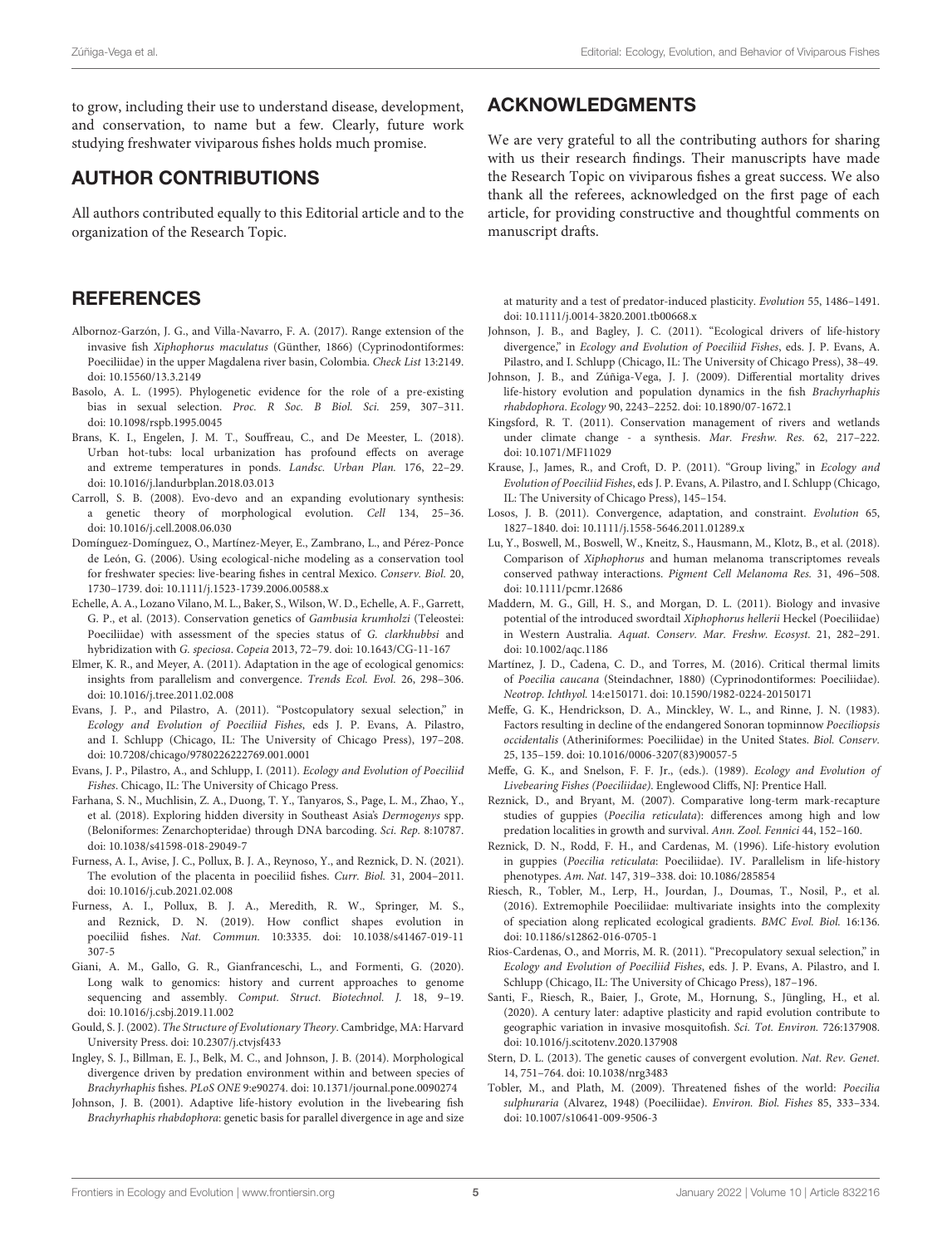to grow, including their use to understand disease, development, and conservation, to name but a few. Clearly, future work studying freshwater viviparous fishes holds much promise.

## AUTHOR CONTRIBUTIONS

All authors contributed equally to this Editorial article and to the organization of the Research Topic.

## ACKNOWLEDGMENTS

We are very grateful to all the contributing authors for sharing with us their research findings. Their manuscripts have made the Research Topic on viviparous fishes a great success. We also thank all the referees, acknowledged on the first page of each article, for providing constructive and thoughtful comments on manuscript drafts.

## REFERENCES

Albornoz-Garzón, J. G., and Villa-Navarro, F. A. (2017). Range extension of the invasive fish *Xiphophorus maculatus* (Günther, 1866) (Cyprinodontiformes: Poeciliidae) in the upper Magdalena river basin, Colombia. *Check List* 13:2149. doi: 10.15560/13.3.2149

Basolo, A. L. (1995). Phylogenetic evidence for the role of a pre-existing bias in sexual selection. *Proc. R Soc. B Biol. Sci.* 259, 307–311. doi: 10.1098/rspb.1995.0045

Brans, K. I., Engelen, J. M. T., Souffreau, C., and De Meester, L. (2018). Urban hot-tubs: local urbanization has profound effects on average and extreme temperatures in ponds. *Landsc. Urban Plan.* 176, 22–29. doi: 10.1016/j.landurbplan.2018.03.013

Carroll, S. B. (2008). Evo-devo and an expanding evolutionary synthesis: a genetic theory of morphological evolution. *Cell* 134, 25–36. doi: 10.1016/j.cell.2008.06.030

Domínguez-Domínguez, O., Martínez-Meyer, E., Zambrano, L., and Pérez-Ponce de León, G. (2006). Using ecological-niche modeling as a conservation tool for freshwater species: live-bearing fishes in central Mexico. *Conserv. Biol.* 20, 1730–1739. doi: 10.1111/j.1523-1739.2006.00588.x

Echelle, A. A., Lozano Vilano, M. L., Baker, S., Wilson, W. D., Echelle, A. F., Garrett, G. P., et al. (2013). Conservation genetics of *Gambusia krumholzi* (Teleostei: Poeciliidae) with assessment of the species status of *G. clarkhubbsi* and hybridization with *G. speciosa*. *Copeia* 2013, 72–79. doi: 10.1643/CG-11-167

Elmer, K. R., and Meyer, A. (2011). Adaptation in the age of ecological genomics: insights from parallelism and convergence. *Trends Ecol. Evol.* 26, 298–306. doi: 10.1016/j.tree.2011.02.008

Evans, J. P., and Pilastro, A. (2011). "Postcopulatory sexual selection," in *Ecology and Evolution of Poeciliid Fishes*, eds J. P. Evans, A. Pilastro, and I. Schlupp (Chicago, IL: The University of Chicago Press), 197–208. doi: 10.7208/chicago/9780226222769.001.0001

Evans, J. P., Pilastro, A., and Schlupp, I. (2011). *Ecology and Evolution of Poeciliid Fishes*. Chicago, IL: The University of Chicago Press.

Farhana, S. N., Muchlisin, Z. A., Duong, T. Y., Tanyaros, S., Page, L. M., Zhao, Y., et al. (2018). Exploring hidden diversity in Southeast Asia's *Dermogenys* spp. (Beloniformes: Zenarchopteridae) through DNA barcoding. *Sci. Rep.* 8:10787. doi: 10.1038/s41598-018-29049-7

Furness, A. I., Avise, J. C., Pollux, B. J. A., Reynoso, Y., and Reznick, D. N. (2021). The evolution of the placenta in poeciliid fishes. *Curr. Biol.* 31, 2004–2011. doi: 10.1016/j.cub.2021.02.008

Furness, A. I., Pollux, B. J. A., Meredith, R. W., Springer, M. S., and Reznick, D. N. (2019). How conflict shapes evolution in poeciliid fishes. *Nat. Commun.* 10:3335. doi: 10.1038/s41467-019-11307-5

Giani, A. M., Gallo, G. R., Gianfranceschi, L., and Formenti, G. (2020). Long walk to genomics: history and current approaches to genome sequencing and assembly. *Comput. Struct. Biotechnol. J.* 18, 9–19. doi: 10.1016/j.csbj.2019.11.002

Gould, S. J. (2002). *The Structure of Evolutionary Theory*. Cambridge, MA: Harvard University Press. doi: 10.2307/j.ctvjsf433

Ingley, S. J., Billman, E. J., Belk, M. C., and Johnson, J. B. (2014). Morphological divergence driven by predation environment within and between species of *Brachyrhaphis* fishes. *PLoS ONE* 9:e90274. doi: 10.1371/journal.pone.0090274

Johnson, J. B. (2001). Adaptive life-history evolution in the livebearing fish *Brachyrhaphis rhabdophora*: genetic basis for parallel divergence in age and size at maturity and a test of predator-induced plasticity. *Evolution* 55, 1486–1491. doi: 10.1111/j.0014-3820.2001.tb00668.x

Johnson, J. B., and Bagley, J. C. (2011). "Ecological drivers of life-history divergence," in *Ecology and Evolution of Poeciliid Fishes*, eds. J. P. Evans, A. Pilastro, and I. Schlupp (Chicago, IL: The University of Chicago Press), 38–49.

Johnson, J. B., and Zúñiga-Vega, J. J. (2009). Differential mortality drives life-history evolution and population dynamics in the fish *Brachyrhaphis rhabdophora*. *Ecology* 90, 2243–2252. doi: 10.1890/07-1672.1

Kingsford, R. T. (2011). Conservation management of rivers and wetlands under climate change - a synthesis. *Mar. Freshw. Res.* 62, 217–222. doi: 10.1071/MF11029

Krause, J., James, R., and Croft, D. P. (2011). "Group living," in *Ecology and Evolution of Poeciliid Fishes*, eds J. P. Evans, A. Pilastro, and I. Schlupp (Chicago, IL: The University of Chicago Press), 145–154.

Losos, J. B. (2011). Convergence, adaptation, and constraint. *Evolution* 65, 1827–1840. doi: 10.1111/j.1558-5646.2011.01289.x

Lu, Y., Boswell, M., Boswell, W., Kneitz, S., Hausmann, M., Klotz, B., et al. (2018). Comparison of *Xiphophorus* and human melanoma transcriptomes reveals conserved pathway interactions. *Pigment Cell Melanoma Res.* 31, 496–508. doi: 10.1111/pcmr.12686

Maddern, M. G., Gill, H. S., and Morgan, D. L. (2011). Biology and invasive potential of the introduced swordtail *Xiphophorus hellerii* Heckel (Poeciliidae) in Western Australia. *Aquat. Conserv. Mar. Freshw. Ecosyst.* 21, 282–291. doi: 10.1002/aqc.1186

Martínez, J. D., Cadena, C. D., and Torres, M. (2016). Critical thermal limits of *Poecilia caucana* (Steindachner, 1880) (Cyprinodontiformes: Poeciliidae). *Neotrop. Ichthyol.* 14:e150171. doi: 10.1590/1982-0224-20150171

Meffe, G. K., Hendrickson, D. A., Minckley, W. L., and Rinne, J. N. (1983). Factors resulting in decline of the endangered Sonoran topminnow *Poeciliopsis occidentalis* (Atheriniformes: Poeciliidae) in the United States. *Biol. Conserv.* 25, 135–159. doi: 10.1016/0006-3207(83)90057-5

Meffe, G. K., and Snelson, F. F. Jr., (eds.). (1989). *Ecology and Evolution of Livebearing Fishes (Poeciliidae)*. Englewood Cliffs, NJ: Prentice Hall.

Reznick, D., and Bryant, M. (2007). Comparative long-term mark-recapture studies of guppies (*Poecilia reticulata*): differences among high and low predation localities in growth and survival. *Ann. Zool. Fennici* 44, 152–160.

Reznick, D. N., Rodd, F. H., and Cardenas, M. (1996). Life-history evolution in guppies (*Poecilia reticulata*: Poeciliidae). IV. Parallelism in life-history phenotypes. *Am. Nat.* 147, 319–338. doi: 10.1086/285854

Riesch, R., Tobler, M., Lerp, H., Jourdan, J., Doumas, T., Nosil, P., et al. (2016). Extremophile Poeciliidae: multivariate insights into the complexity of speciation along replicated ecological gradients. *BMC Evol. Biol.* 16:136. doi: 10.1186/s12862-016-0705-1

Rios-Cardenas, O., and Morris, M. R. (2011). "Precopulatory sexual selection," in *Ecology and Evolution of Poeciliid Fishes*, eds. J. P. Evans, A. Pilastro, and I. Schlupp (Chicago, IL: The University of Chicago Press), 187–196.

Santi, F., Riesch, R., Baier, J., Grote, M., Hornung, S., Jüngling, H., et al. (2020). A century later: adaptive plasticity and rapid evolution contribute to geographic variation in invasive mosquitofish. *Sci. Tot. Environ.* 726:137908. doi: 10.1016/j.scitotenv.2020.137908

Stern, D. L. (2013). The genetic causes of convergent evolution. *Nat. Rev. Genet.* 14, 751–764. doi: 10.1038/nrg3483

Tobler, M., and Plath, M. (2009). Threatened fishes of the world: *Poecilia sulphuraria* (Alvarez, 1948) (Poeciliidae). *Environ. Biol. Fishes* 85, 333–334. doi: 10.1007/s10641-009-9506-3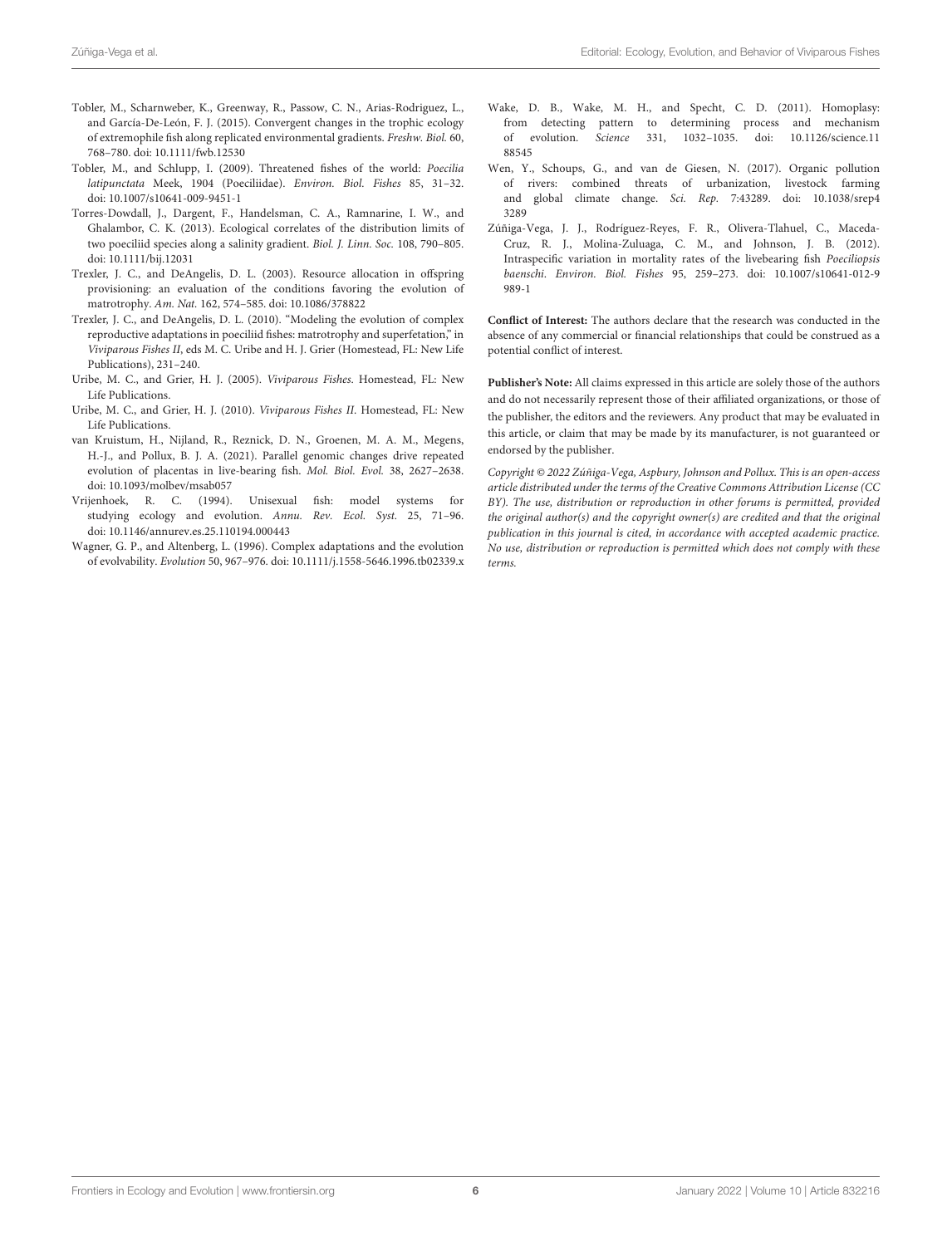Tobler, M., Scharnweber, K., Greenway, R., Passow, C. N., Arias-Rodriguez, L., and García-De-León, F. J. (2015). Convergent changes in the trophic ecology of extremophile fish along replicated environmental gradients. *Freshw. Biol.* 60, 768–780. doi: 10.1111/fwb.12530

Tobler, M., and Schlupp, I. (2009). Threatened fishes of the world: *Poecilia latipunctata* Meek, 1904 (Poeciliidae). *Environ. Biol. Fishes* 85, 31–32. doi: 10.1007/s10641-009-9451-1

Torres-Dowdall, J., Dargent, F., Handelsman, C. A., Ramnarine, I. W., and Ghalambor, C. K. (2013). Ecological correlates of the distribution limits of two poeciliid species along a salinity gradient. *Biol. J. Linn. Soc.* 108, 790–805. doi: 10.1111/bij.12031

Trexler, J. C., and DeAngelis, D. L. (2003). Resource allocation in offspring provisioning: an evaluation of the conditions favoring the evolution of matrotrophy. *Am. Nat.* 162, 574–585. doi: 10.1086/378822

Trexler, J. C., and DeAngelis, D. L. (2010). "Modeling the evolution of complex reproductive adaptations in poeciliid fishes: matrotrophy and superfetation," in *Viviparous Fishes II*, eds M. C. Uribe and H. J. Grier (Homestead, FL: New Life Publications), 231–240.

Uribe, M. C., and Grier, H. J. (2005). *Viviparous Fishes*. Homestead, FL: New Life Publications.

Uribe, M. C., and Grier, H. J. (2010). *Viviparous Fishes II*. Homestead, FL: New Life Publications.

van Kruistum, H., Nijland, R., Reznick, D. N., Groenen, M. A. M., Megens, H.-J., and Pollux, B. J. A. (2021). Parallel genomic changes drive repeated evolution of placentas in live-bearing fish. *Mol. Biol. Evol.* 38, 2627–2638. doi: 10.1093/molbev/msab057

Vrijenhoek, R. C. (1994). Unisexual fish: model systems for studying ecology and evolution. *Annu. Rev. Ecol. Syst.* 25, 71–96. doi: 10.1146/annurev.es.25.110194.000443

Wagner, G. P., and Altenberg, L. (1996). Complex adaptations and the evolution of evolvability. *Evolution* 50, 967–976. doi: 10.1111/j.1558-5646.1996.tb02339.x

Wake, D. B., Wake, M. H., and Specht, C. D. (2011). Homoplasy: from detecting pattern to determining process and mechanism of evolution. *Science* 331, 1032–1035. doi: 10.1126/science.1188545

Wen, Y., Schoups, G., and van de Giesen, N. (2017). Organic pollution of rivers: combined threats of urbanization, livestock farming and global climate change. *Sci. Rep.* 7:43289. doi: 10.1038/srep43289

Zúñiga-Vega, J. J., Rodríguez-Reyes, F. R., Olivera-Tlahuel, C., Maceda-Cruz, R. J., Molina-Zuluaga, C. M., and Johnson, J. B. (2012). Intraspecific variation in mortality rates of the livebearing fish *Poeciliopsis baenschi*. *Environ. Biol. Fishes* 95, 259–273. doi: 10.1007/s10641-012-9989-1

**Conflict of Interest:** The authors declare that the research was conducted in the absence of any commercial or financial relationships that could be construed as a potential conflict of interest.

**Publisher's Note:** All claims expressed in this article are solely those of the authors and do not necessarily represent those of their affiliated organizations, or those of the publisher, the editors and the reviewers. Any product that may be evaluated in this article, or claim that may be made by its manufacturer, is not guaranteed or endorsed by the publisher.

*Copyright © 2022 Zúñiga-Vega, Aspbury, Johnson and Pollux. This is an open-access article distributed under the terms of the Creative Commons Attribution License (CC BY). The use, distribution or reproduction in other forums is permitted, provided the original author(s) and the copyright owner(s) are credited and that the original publication in this journal is cited, in accordance with accepted academic practice. No use, distribution or reproduction is permitted which does not comply with these terms.*